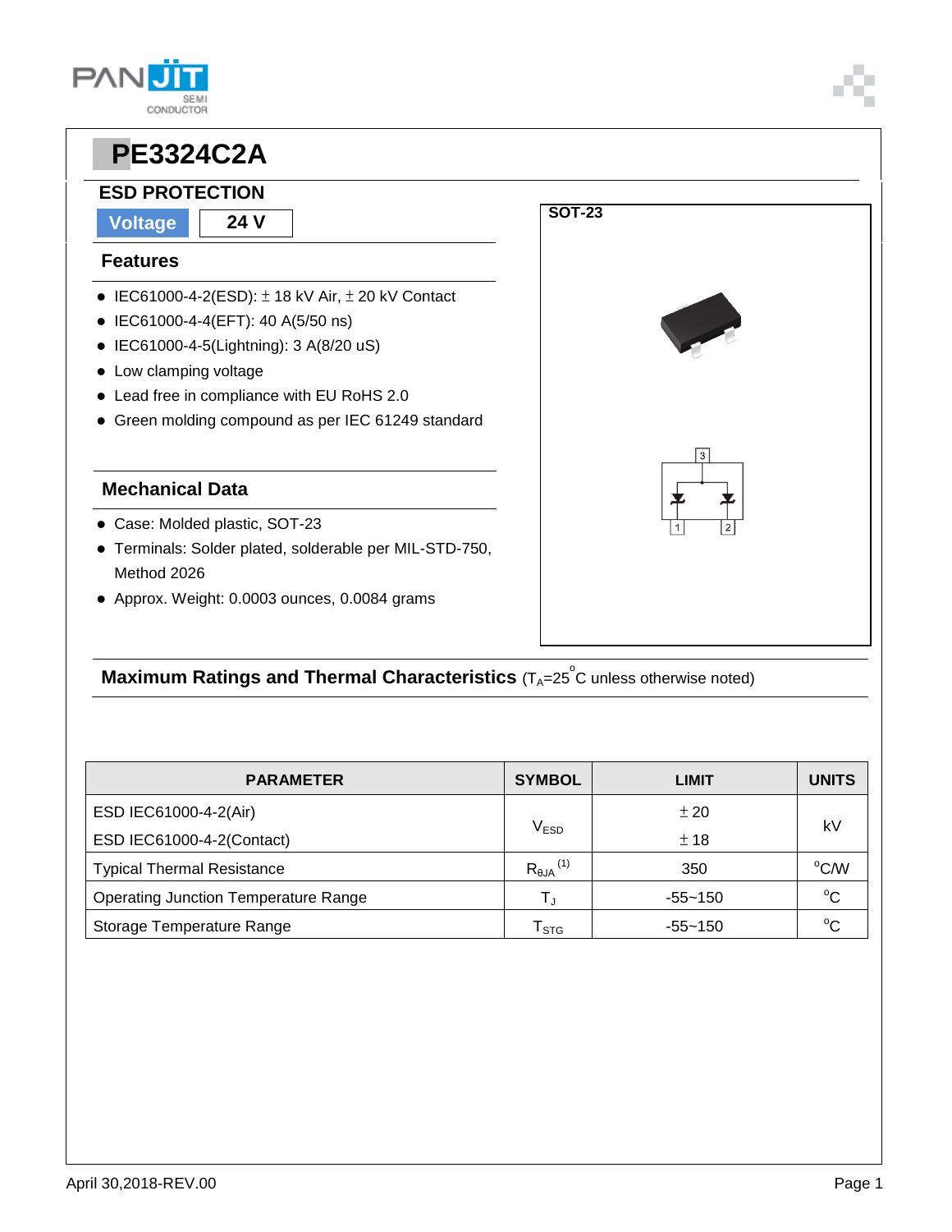# PE3324C2A

## ESD PROTECTION

**Voltage** | **24 V**

### Features

- IEC61000-4-2(ESD): ± 18 kV Air, ± 20 kV Contact
- IEC61000-4-4(EFT): 40 A(5/50 ns)
- IEC61000-4-5(Lightning): 3 A(8/20 uS)
- Low clamping voltage
- Lead free in compliance with EU RoHS 2.0
- Green molding compound as per IEC 61249 standard

### Mechanical Data

- Case: Molded plastic, SOT-23
- Terminals: Solder plated, solderable per MIL-STD-750, Method 2026
- Approx. Weight: 0.0003 ounces, 0.0084 grams

**SOT-23**

### Maximum Ratings and Thermal Characteristics ($T_A$=25°C unless otherwise noted)

| PARAMETER | SYMBOL | LIMIT | UNITS |
|---|---|---|---|
| ESD IEC61000-4-2(Air) | $V_{ESD}$ | ± 20 | kV |
| ESD IEC61000-4-2(Contact) | | ± 18 | |
| Typical Thermal Resistance | $R_{\theta JA}$ (1) | 350 | °C/W |
| Operating Junction Temperature Range | $T_J$ | -55~150 | °C |
| Storage Temperature Range | $T_{STG}$ | -55~150 | °C |

April 30,2018-REV.00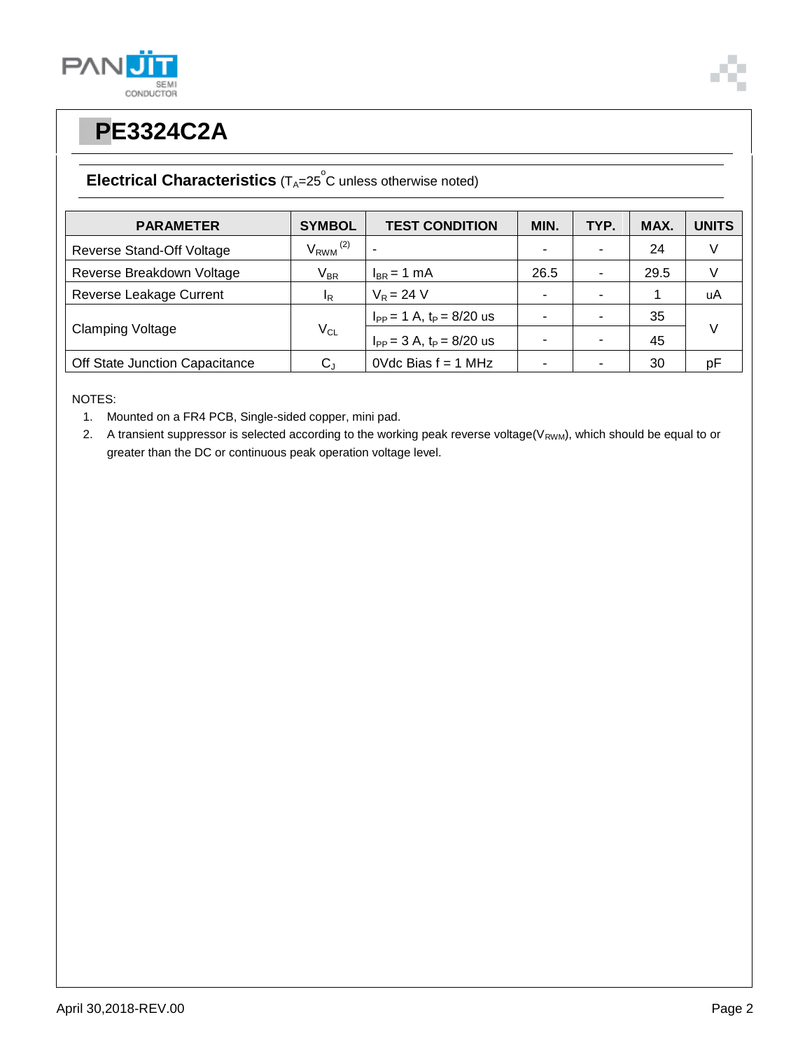# PE3324C2A

## Electrical Characteristics ($T_A$=25 $^oC$ unless otherwise noted)

| PARAMETER | SYMBOL | TEST CONDITION | MIN. | TYP. | MAX. | UNITS |
|---|---|---|---|---|---|---|
| Reverse Stand-Off Voltage | $V_{RWM}$ (2) | - | - | - | 24 | V |
| Reverse Breakdown Voltage | $V_{BR}$ | $I_{BR}$ = 1 mA | 26.5 | - | 29.5 | V |
| Reverse Leakage Current | $I_R$ | $V_R$ = 24 V | - | - | 1 | uA |
| Clamping Voltage | $V_{CL}$ | $I_{PP}$ = 1 A, $t_P$ = 8/20 us | - | - | 35 | V |
| | | $I_{PP}$ = 3 A, $t_P$ = 8/20 us | - | - | 45 | |
| Off State Junction Capacitance | $C_J$ | 0Vdc Bias f = 1 MHz | - | - | 30 | pF |

NOTES:

1. Mounted on a FR4 PCB, Single-sided copper, mini pad.
2. A transient suppressor is selected according to the working peak reverse voltage($V_{RWM}$), which should be equal to or greater than the DC or continuous peak operation voltage level.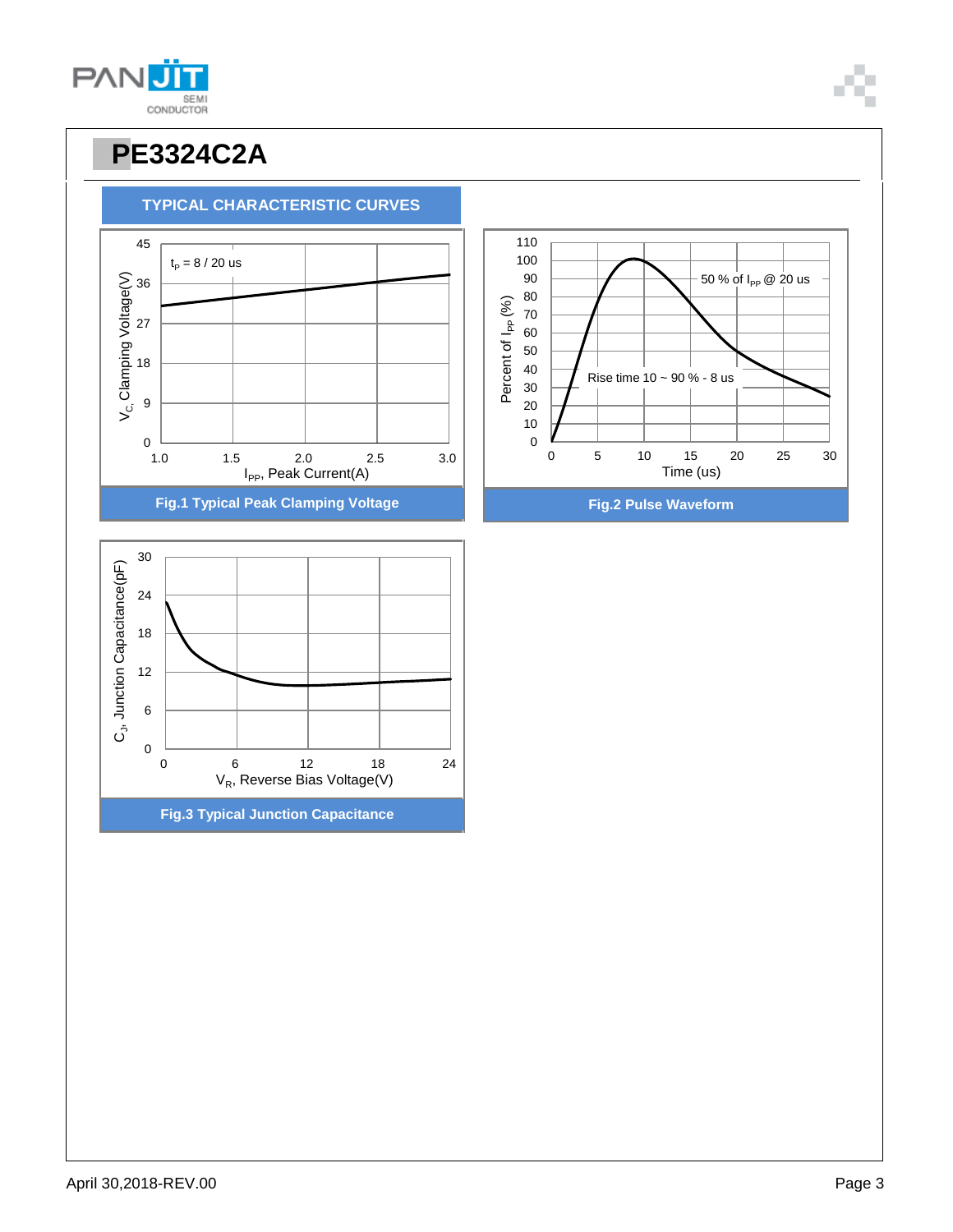# PE3324C2A

## TYPICAL CHARACTERISTIC CURVES

Fig.1 Typical Peak Clamping Voltage

Fig.2 Pulse Waveform

Fig.3 Typical Junction Capacitance

April 30,2018-REV.00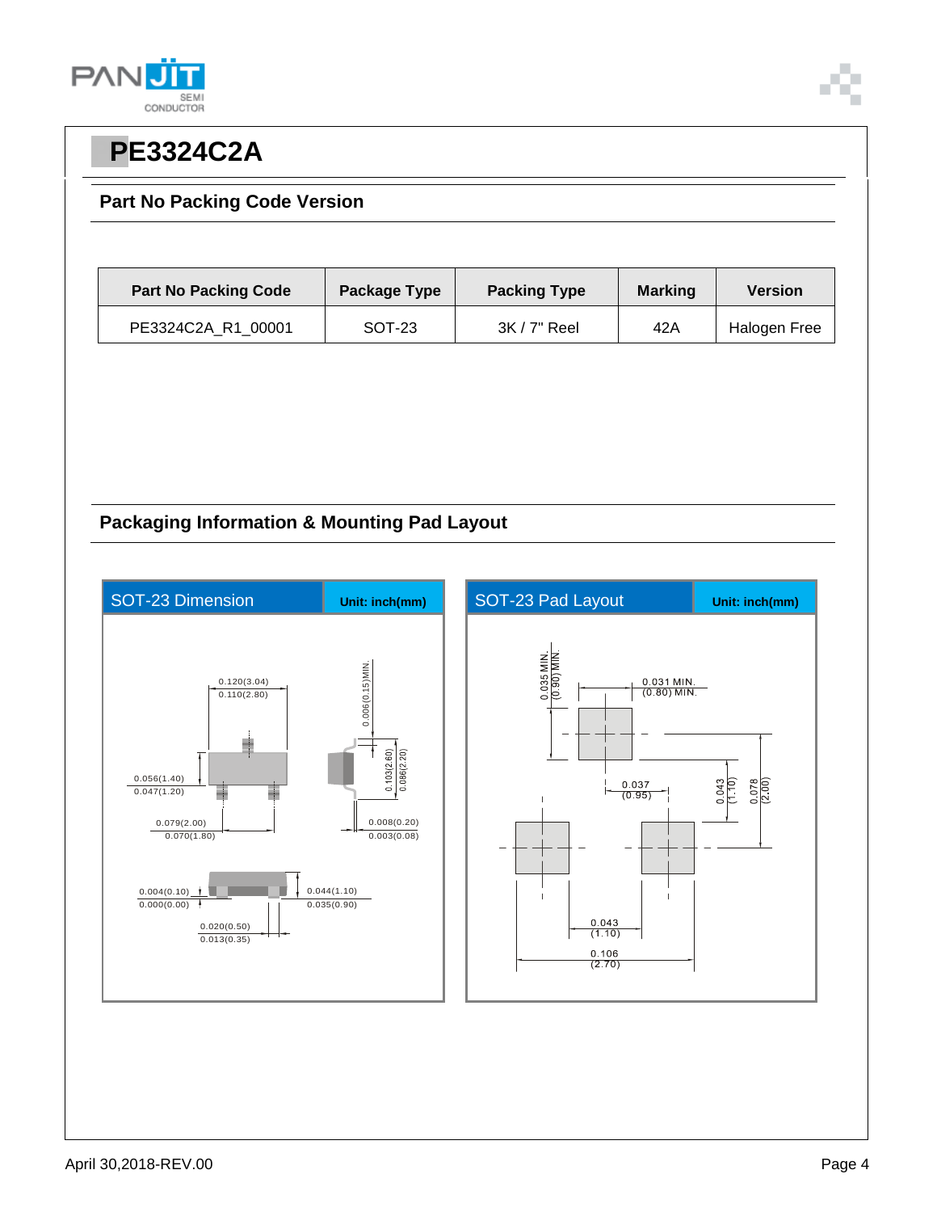# PE3324C2A

## Part No Packing Code Version

| Part No Packing Code | Package Type | Packing Type | Marking | Version |
|---|---|---|---|---|
| PE3324C2A_R1_00001 | SOT-23 | 3K / 7" Reel | 42A | Halogen Free |

## Packaging Information & Mounting Pad Layout

**SOT-23 Dimension** — Unit: inch(mm)

0.120(3.04)
0.110(2.80)

0.006(0.15)MIN.

0.103(2.60)
0.086(2.20)

0.056(1.40)
0.047(1.20)

0.079(2.00)
0.070(1.80)

0.008(0.20)
0.003(0.08)

0.004(0.10)
0.000(0.00)

0.044(1.10)
0.035(0.90)

0.020(0.50)
0.013(0.35)

**SOT-23 Pad Layout** — Unit: inch(mm)

0.035 MIN.
(0.90) MIN.

0.031 MIN.
(0.80) MIN.

0.037
(0.95)

0.043
(1.10)

0.078
(2.00)

0.043
(1.10)

0.106
(2.70)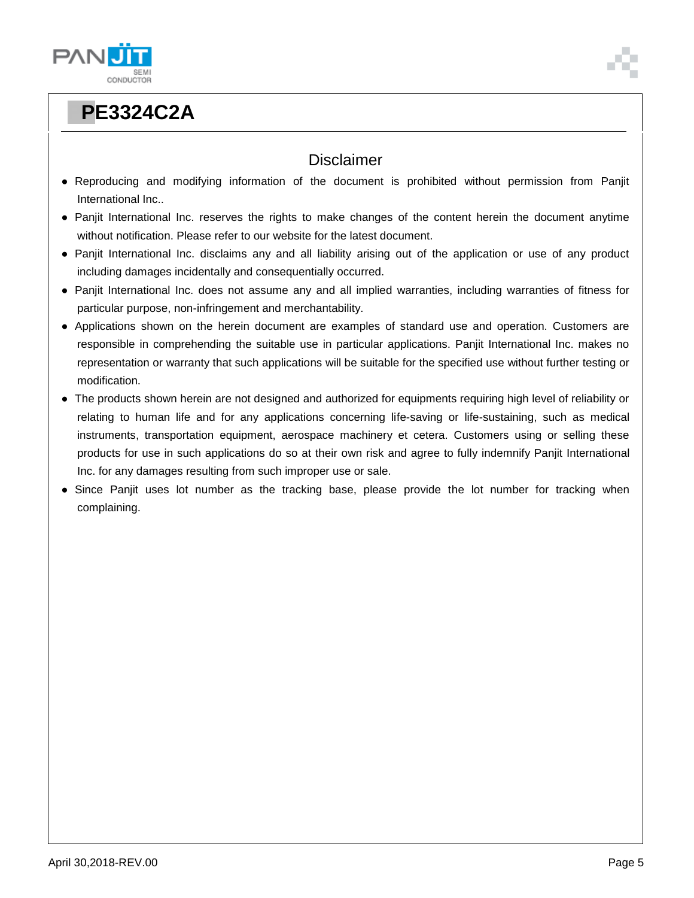# PE3324C2A

## Disclaimer

- Reproducing and modifying information of the document is prohibited without permission from Panjit International Inc..
- Panjit International Inc. reserves the rights to make changes of the content herein the document anytime without notification. Please refer to our website for the latest document.
- Panjit International Inc. disclaims any and all liability arising out of the application or use of any product including damages incidentally and consequentially occurred.
- Panjit International Inc. does not assume any and all implied warranties, including warranties of fitness for particular purpose, non-infringement and merchantability.
- Applications shown on the herein document are examples of standard use and operation. Customers are responsible in comprehending the suitable use in particular applications. Panjit International Inc. makes no representation or warranty that such applications will be suitable for the specified use without further testing or modification.
- The products shown herein are not designed and authorized for equipments requiring high level of reliability or relating to human life and for any applications concerning life-saving or life-sustaining, such as medical instruments, transportation equipment, aerospace machinery et cetera. Customers using or selling these products for use in such applications do so at their own risk and agree to fully indemnify Panjit International Inc. for any damages resulting from such improper use or sale.
- Since Panjit uses lot number as the tracking base, please provide the lot number for tracking when complaining.

April 30,2018-REV.00